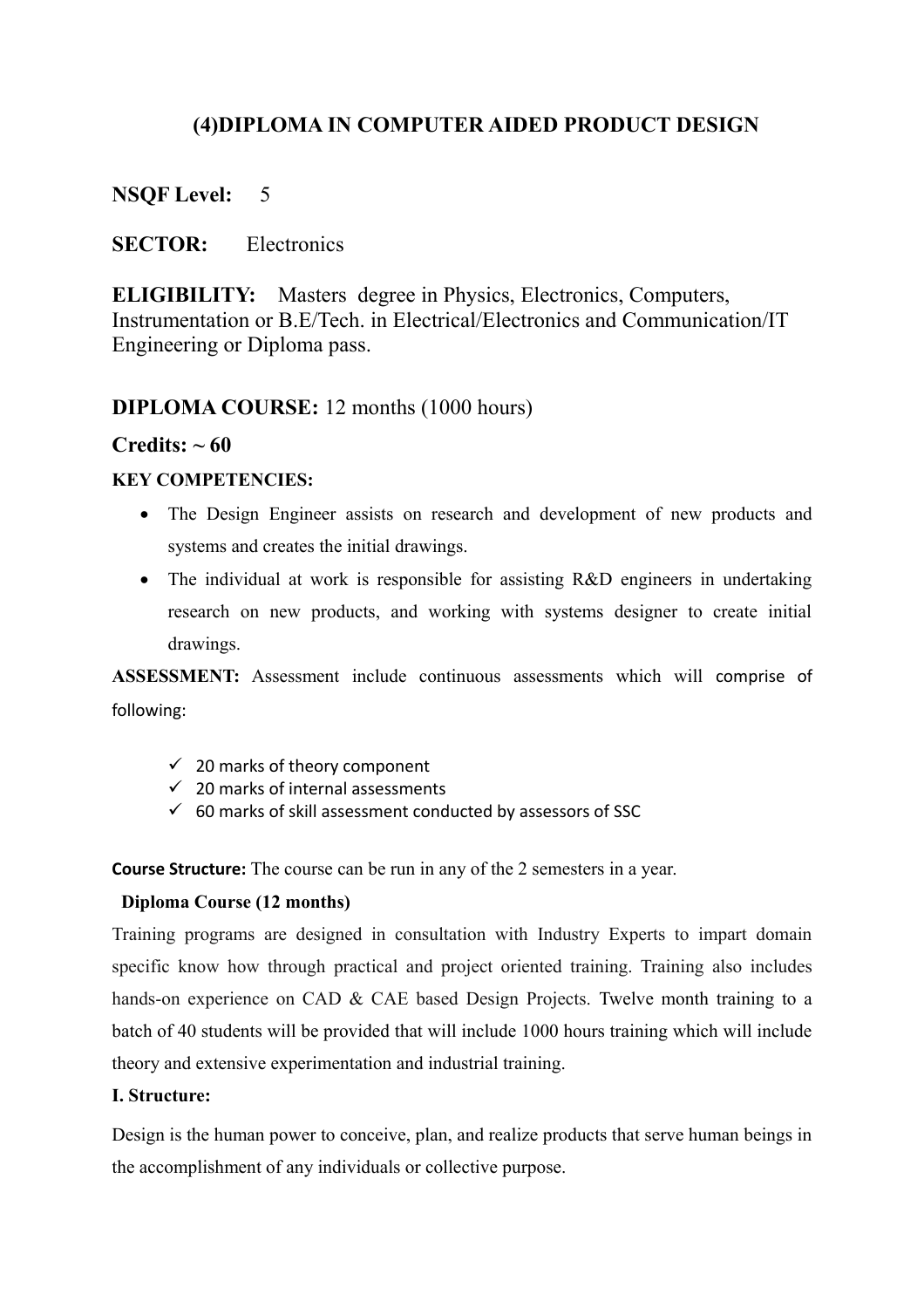# (4)DIPLOMA IN COMPUTER AIDED PRODUCT DESIGN

**NSQF Level:** 5

**SECTOR:** Electronics

**ELIGIBILITY:** Masters degree in Physics, Electronics, Computers, Instrumentation or B.E/Tech. in Electrical/Electronics and Communication/IT Engineering or Diploma pass.

**DIPLOMA COURSE:** 12 months (1000 hours)

**Credits: ~ 60**

**KEY COMPETENCIES:**

- The Design Engineer assists on research and development of new products and systems and creates the initial drawings.
- The individual at work is responsible for assisting R&D engineers in undertaking research on new products, and working with systems designer to create initial drawings.

**ASSESSMENT:** Assessment include continuous assessments which will comprise of following:

- ✓ 20 marks of theory component
- ✓ 20 marks of internal assessments
- ✓ 60 marks of skill assessment conducted by assessors of SSC

**Course Structure:** The course can be run in any of the 2 semesters in a year.

**Diploma Course (12 months)**

Training programs are designed in consultation with Industry Experts to impart domain specific know how through practical and project oriented training. Training also includes hands-on experience on CAD & CAE based Design Projects. Twelve month training to a batch of 40 students will be provided that will include 1000 hours training which will include theory and extensive experimentation and industrial training.

**I. Structure:**

Design is the human power to conceive, plan, and realize products that serve human beings in the accomplishment of any individuals or collective purpose.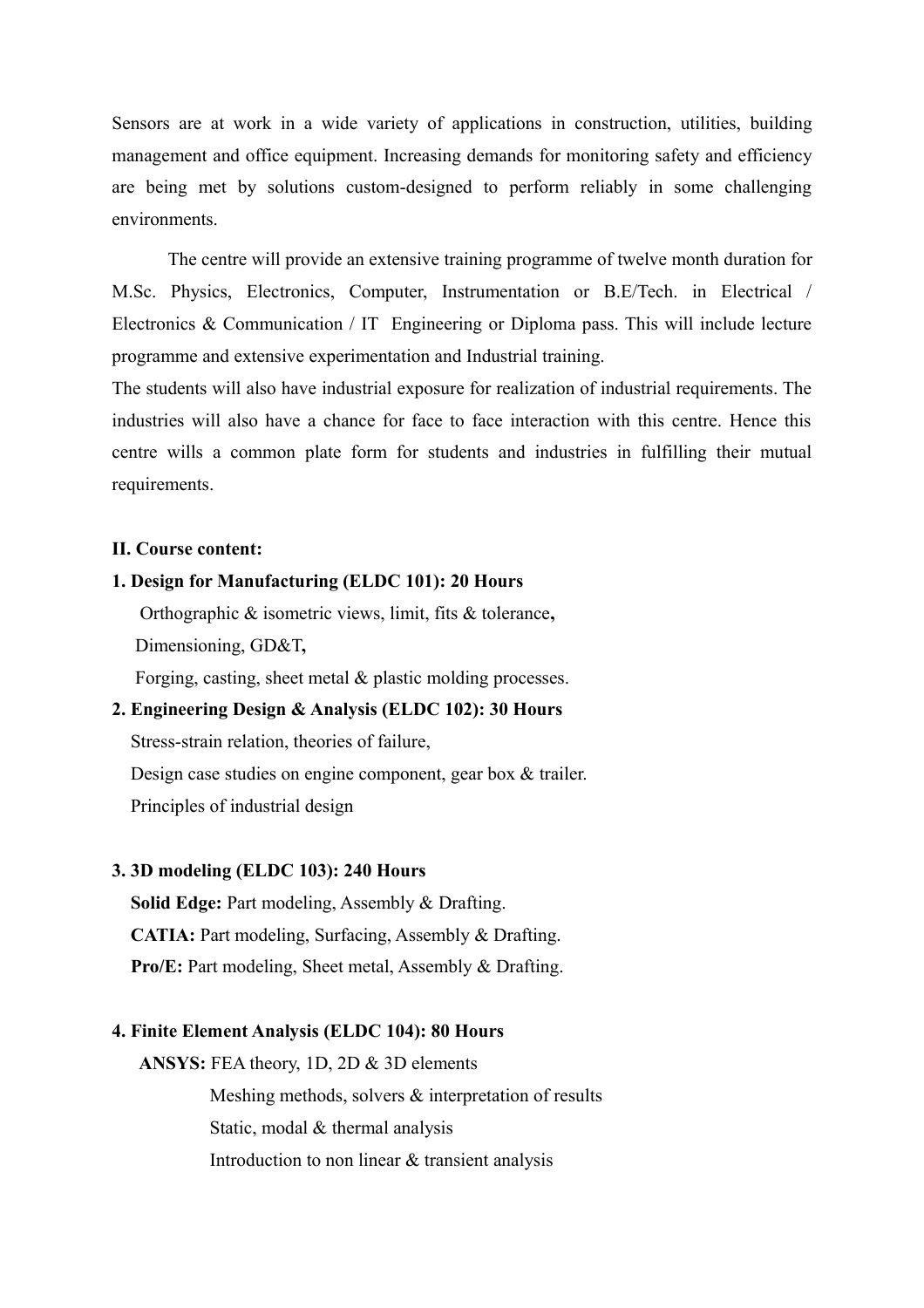Sensors are at work in a wide variety of applications in construction, utilities, building management and office equipment. Increasing demands for monitoring safety and efficiency are being met by solutions custom-designed to perform reliably in some challenging environments.

The centre will provide an extensive training programme of twelve month duration for M.Sc. Physics, Electronics, Computer, Instrumentation or B.E/Tech. in Electrical / Electronics & Communication / IT Engineering or Diploma pass. This will include lecture programme and extensive experimentation and Industrial training.

The students will also have industrial exposure for realization of industrial requirements. The industries will also have a chance for face to face interaction with this centre. Hence this centre wills a common plate form for students and industries in fulfilling their mutual requirements.

**II. Course content:**

**1. Design for Manufacturing (ELDC 101): 20 Hours**

Orthographic & isometric views, limit, fits & tolerance**,**
Dimensioning, GD&T**,**
Forging, casting, sheet metal & plastic molding processes.

**2. Engineering Design & Analysis (ELDC 102): 30 Hours**

Stress-strain relation, theories of failure,
Design case studies on engine component, gear box & trailer.
Principles of industrial design

**3. 3D modeling (ELDC 103): 240 Hours**

**Solid Edge:** Part modeling, Assembly & Drafting.
**CATIA:** Part modeling, Surfacing, Assembly & Drafting.
**Pro/E:** Part modeling, Sheet metal, Assembly & Drafting.

**4. Finite Element Analysis (ELDC 104): 80 Hours**

**ANSYS:** FEA theory, 1D, 2D & 3D elements
Meshing methods, solvers & interpretation of results
Static, modal & thermal analysis
Introduction to non linear & transient analysis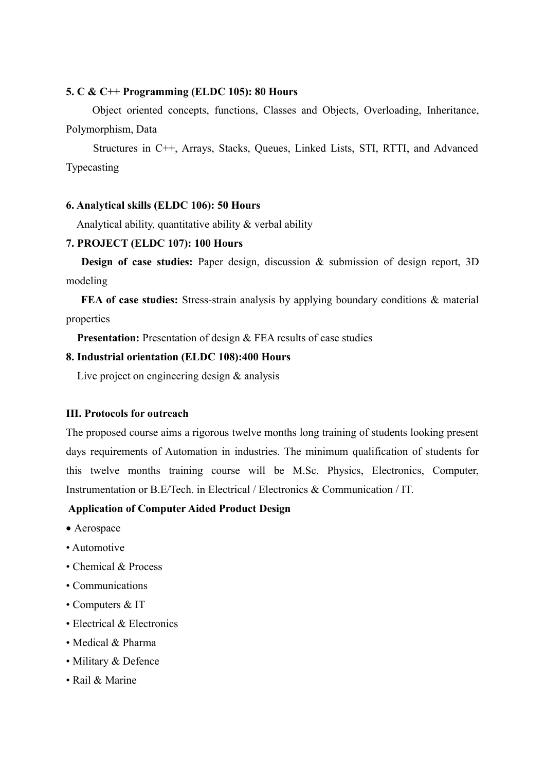**5. C & C++ Programming (ELDC 105): 80 Hours**

Object oriented concepts, functions, Classes and Objects, Overloading, Inheritance, Polymorphism, Data

Structures in C++, Arrays, Stacks, Queues, Linked Lists, STI, RTTI, and Advanced Typecasting

**6. Analytical skills (ELDC 106): 50 Hours**

Analytical ability, quantitative ability & verbal ability

**7. PROJECT (ELDC 107): 100 Hours**

**Design of case studies:** Paper design, discussion & submission of design report, 3D modeling

**FEA of case studies:** Stress-strain analysis by applying boundary conditions & material properties

**Presentation:** Presentation of design & FEA results of case studies

**8. Industrial orientation (ELDC 108):400 Hours**

Live project on engineering design & analysis

**III. Protocols for outreach**

The proposed course aims a rigorous twelve months long training of students looking present days requirements of Automation in industries. The minimum qualification of students for this twelve months training course will be M.Sc. Physics, Electronics, Computer, Instrumentation or B.E/Tech. in Electrical / Electronics & Communication / IT.

**Application of Computer Aided Product Design**

- Aerospace
- Automotive
- Chemical & Process
- Communications
- Computers & IT
- Electrical & Electronics
- Medical & Pharma
- Military & Defence
- Rail & Marine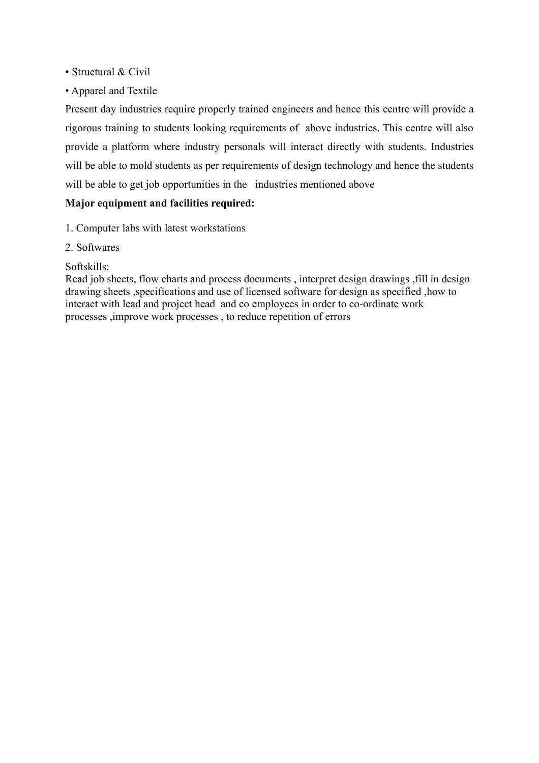- Structural & Civil
- Apparel and Textile

Present day industries require properly trained engineers and hence this centre will provide a rigorous training to students looking requirements of above industries. This centre will also provide a platform where industry personals will interact directly with students. Industries will be able to mold students as per requirements of design technology and hence the students will be able to get job opportunities in the industries mentioned above

**Major equipment and facilities required:**

1. Computer labs with latest workstations
2. Softwares

Softskills:
Read job sheets, flow charts and process documents , interpret design drawings ,fill in design drawing sheets ,specifications and use of licensed software for design as specified ,how to interact with lead and project head and co employees in order to co-ordinate work processes ,improve work processes , to reduce repetition of errors